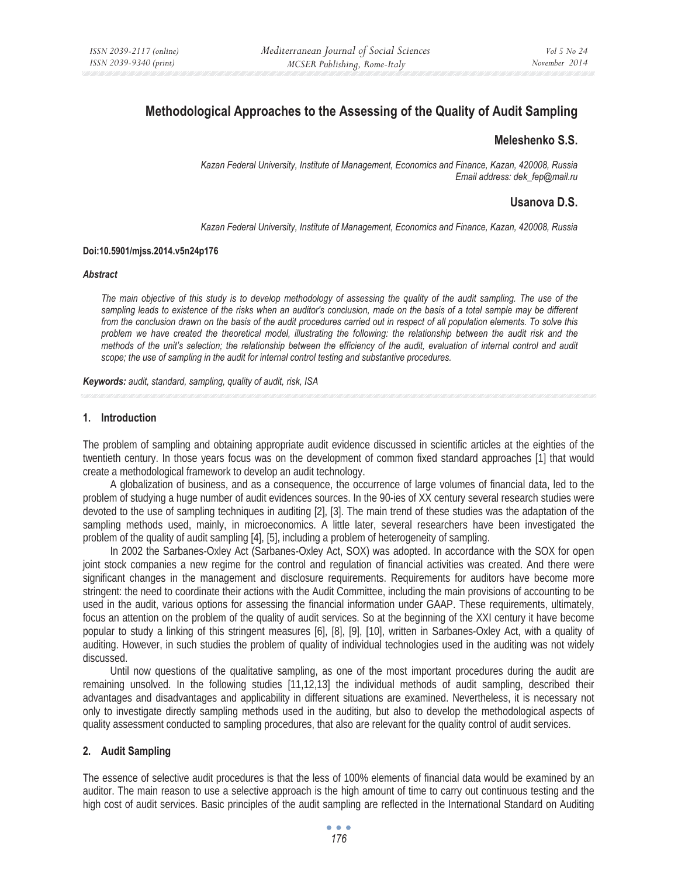# Methodological Approaches to the Assessing of the Quality of Audit Sampling

## Meleshenko S.S.

*Kazan Federal University, Institute of Management, Economics and Finance, Kazan, 420008, Russia*
*Email address: dek_fep@mail.ru*

## Usanova D.S.

*Kazan Federal University, Institute of Management, Economics and Finance, Kazan, 420008, Russia*

**Doi:10.5901/mjss.2014.v5n24p176**

***Abstract***

*The main objective of this study is to develop methodology of assessing the quality of the audit sampling. The use of the sampling leads to existence of the risks when an auditor's conclusion, made on the basis of a total sample may be different from the conclusion drawn on the basis of the audit procedures carried out in respect of all population elements. To solve this problem we have created the theoretical model, illustrating the following: the relationship between the audit risk and the methods of the unit's selection; the relationship between the efficiency of the audit, evaluation of internal control and audit scope; the use of sampling in the audit for internal control testing and substantive procedures.*

***Keywords:*** *audit, standard, sampling, quality of audit, risk, ISA*

## 1. Introduction

The problem of sampling and obtaining appropriate audit evidence discussed in scientific articles at the eighties of the twentieth century. In those years focus was on the development of common fixed standard approaches [1] that would create a methodological framework to develop an audit technology.

A globalization of business, and as a consequence, the occurrence of large volumes of financial data, led to the problem of studying a huge number of audit evidences sources. In the 90-ies of XX century several research studies were devoted to the use of sampling techniques in auditing [2], [3]. The main trend of these studies was the adaptation of the sampling methods used, mainly, in microeconomics. A little later, several researchers have been investigated the problem of the quality of audit sampling [4], [5], including a problem of heterogeneity of sampling.

In 2002 the Sarbanes-Oxley Act (Sarbanes-Oxley Act, SOX) was adopted. In accordance with the SOX for open joint stock companies a new regime for the control and regulation of financial activities was created. And there were significant changes in the management and disclosure requirements. Requirements for auditors have become more stringent: the need to coordinate their actions with the Audit Committee, including the main provisions of accounting to be used in the audit, various options for assessing the financial information under GAAP. These requirements, ultimately, focus an attention on the problem of the quality of audit services. So at the beginning of the XXI century it have become popular to study a linking of this stringent measures [6], [8], [9], [10], written in Sarbanes-Oxley Act, with a quality of auditing. However, in such studies the problem of quality of individual technologies used in the auditing was not widely discussed.

Until now questions of the qualitative sampling, as one of the most important procedures during the audit are remaining unsolved. In the following studies [11,12,13] the individual methods of audit sampling, described their advantages and disadvantages and applicability in different situations are examined. Nevertheless, it is necessary not only to investigate directly sampling methods used in the auditing, but also to develop the methodological aspects of quality assessment conducted to sampling procedures, that also are relevant for the quality control of audit services.

## 2. Audit Sampling

The essence of selective audit procedures is that the less of 100% elements of financial data would be examined by an auditor. The main reason to use a selective approach is the high amount of time to carry out continuous testing and the high cost of audit services. Basic principles of the audit sampling are reflected in the International Standard on Auditing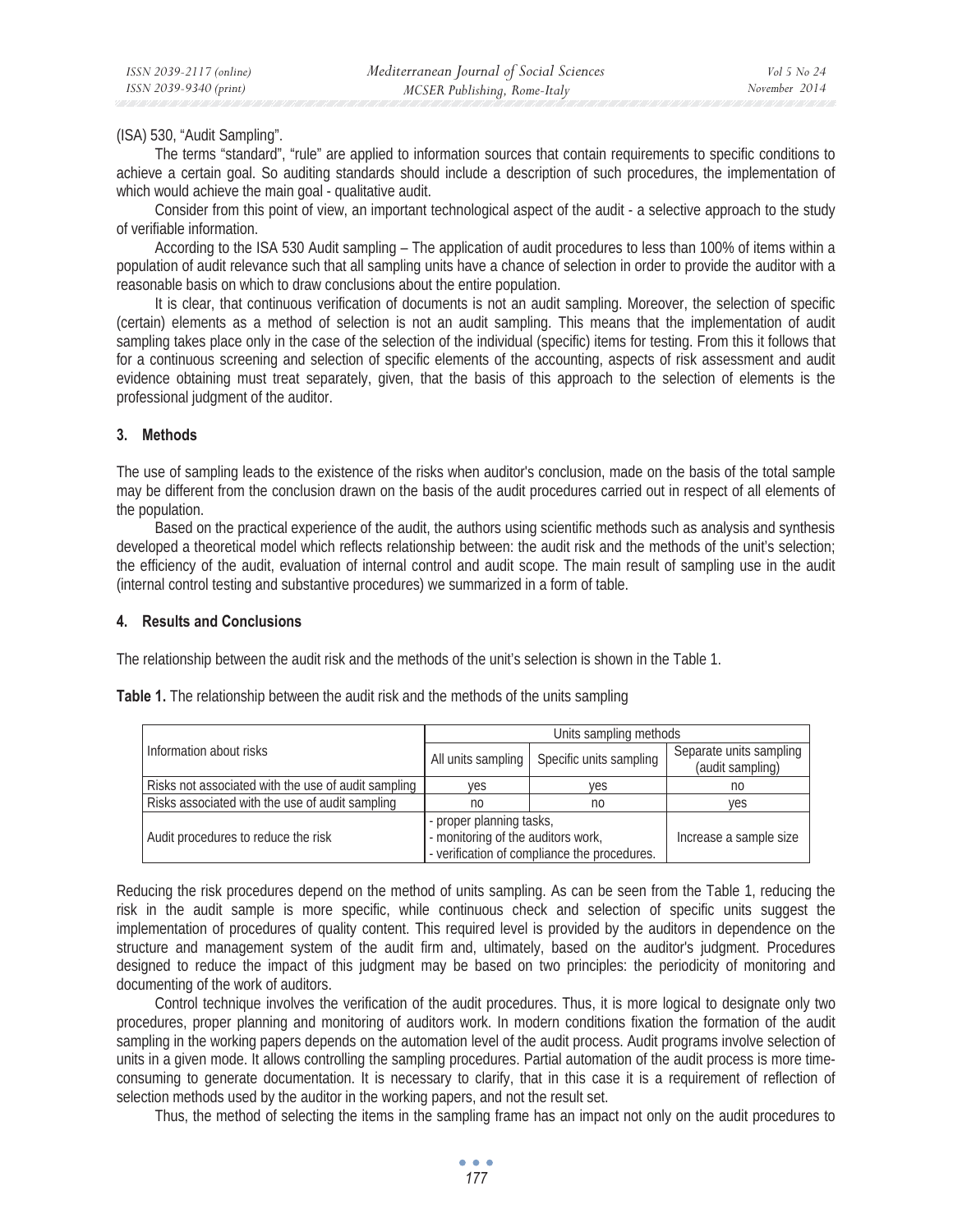(ISA) 530, "Audit Sampling".

The terms "standard", "rule" are applied to information sources that contain requirements to specific conditions to achieve a certain goal. So auditing standards should include a description of such procedures, the implementation of which would achieve the main goal - qualitative audit.

Consider from this point of view, an important technological aspect of the audit - a selective approach to the study of verifiable information.

According to the ISA 530 Audit sampling – The application of audit procedures to less than 100% of items within a population of audit relevance such that all sampling units have a chance of selection in order to provide the auditor with a reasonable basis on which to draw conclusions about the entire population.

It is clear, that continuous verification of documents is not an audit sampling. Moreover, the selection of specific (certain) elements as a method of selection is not an audit sampling. This means that the implementation of audit sampling takes place only in the case of the selection of the individual (specific) items for testing. From this it follows that for a continuous screening and selection of specific elements of the accounting, aspects of risk assessment and audit evidence obtaining must treat separately, given, that the basis of this approach to the selection of elements is the professional judgment of the auditor.

## 3. Methods

The use of sampling leads to the existence of the risks when auditor's conclusion, made on the basis of the total sample may be different from the conclusion drawn on the basis of the audit procedures carried out in respect of all elements of the population.

Based on the practical experience of the audit, the authors using scientific methods such as analysis and synthesis developed a theoretical model which reflects relationship between: the audit risk and the methods of the unit's selection; the efficiency of the audit, evaluation of internal control and audit scope. The main result of sampling use in the audit (internal control testing and substantive procedures) we summarized in a form of table.

## 4. Results and Conclusions

The relationship between the audit risk and the methods of the unit's selection is shown in the Table 1.

**Table 1.** The relationship between the audit risk and the methods of the units sampling

| Information about risks | Units sampling methods | | |
|---|---|---|---|
| | All units sampling | Specific units sampling | Separate units sampling (audit sampling) |
| Risks not associated with the use of audit sampling | yes | yes | no |
| Risks associated with the use of audit sampling | no | no | yes |
| Audit procedures to reduce the risk | - proper planning tasks, - monitoring of the auditors work, - verification of compliance the procedures. | | Increase a sample size |

Reducing the risk procedures depend on the method of units sampling. As can be seen from the Table 1, reducing the risk in the audit sample is more specific, while continuous check and selection of specific units suggest the implementation of procedures of quality content. This required level is provided by the auditors in dependence on the structure and management system of the audit firm and, ultimately, based on the auditor's judgment. Procedures designed to reduce the impact of this judgment may be based on two principles: the periodicity of monitoring and documenting of the work of auditors.

Control technique involves the verification of the audit procedures. Thus, it is more logical to designate only two procedures, proper planning and monitoring of auditors work. In modern conditions fixation the formation of the audit sampling in the working papers depends on the automation level of the audit process. Audit programs involve selection of units in a given mode. It allows controlling the sampling procedures. Partial automation of the audit process is more time-consuming to generate documentation. It is necessary to clarify, that in this case it is a requirement of reflection of selection methods used by the auditor in the working papers, and not the result set.

Thus, the method of selecting the items in the sampling frame has an impact not only on the audit procedures to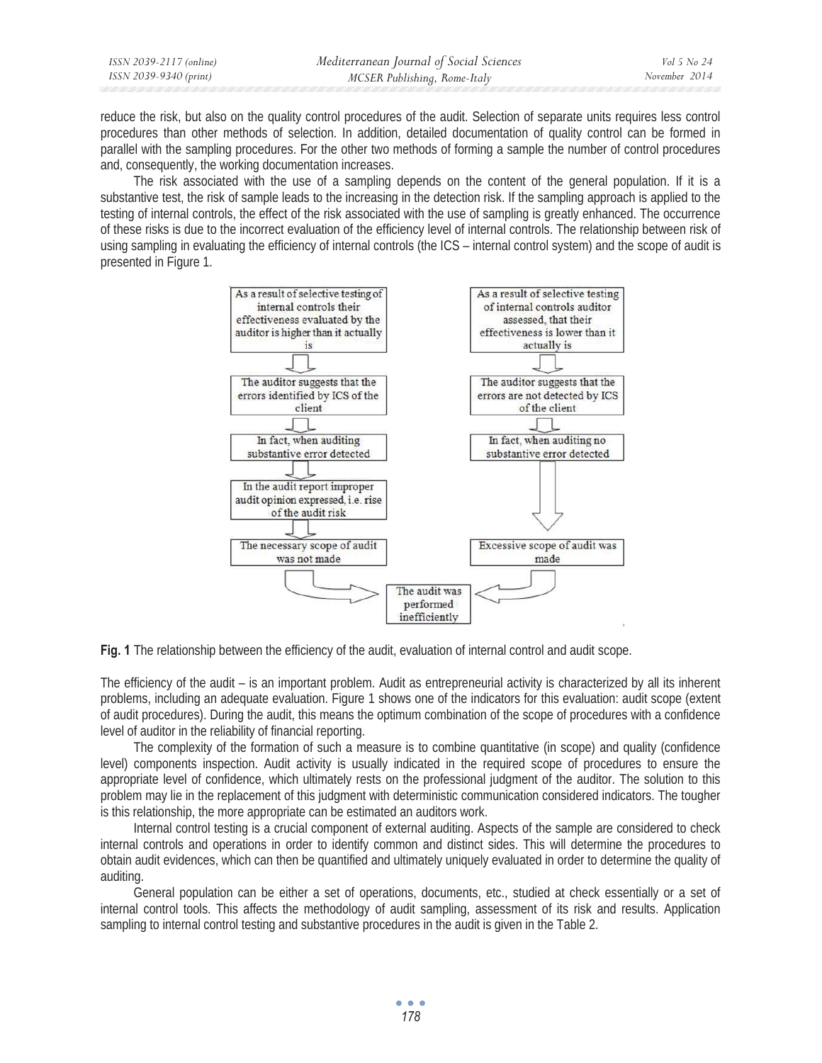reduce the risk, but also on the quality control procedures of the audit. Selection of separate units requires less control procedures than other methods of selection. In addition, detailed documentation of quality control can be formed in parallel with the sampling procedures. For the other two methods of forming a sample the number of control procedures and, consequently, the working documentation increases.

The risk associated with the use of a sampling depends on the content of the general population. If it is a substantive test, the risk of sample leads to the increasing in the detection risk. If the sampling approach is applied to the testing of internal controls, the effect of the risk associated with the use of sampling is greatly enhanced. The occurrence of these risks is due to the incorrect evaluation of the efficiency level of internal controls. The relationship between risk of using sampling in evaluating the efficiency of internal controls (the ICS – internal control system) and the scope of audit is presented in Figure 1.

As a result of selective testing of internal controls their effectiveness evaluated by the auditor is higher than it actually is
↓
The auditor suggests that the errors identified by ICS of the client
↓
In fact, when auditing substantive error detected
↓
In the audit report improper audit opinion expressed, i.e. rise of the audit risk
↓
The necessary scope of audit was not made
↓
The audit was performed inefficiently

As a result of selective testing of internal controls auditor assessed, that their effectiveness is lower than it actually is
↓
The auditor suggests that the errors are not detected by ICS of the client
↓
In fact, when auditing no substantive error detected
↓
Excessive scope of audit was made
↓
The audit was performed inefficiently

**Fig. 1** The relationship between the efficiency of the audit, evaluation of internal control and audit scope.

The efficiency of the audit – is an important problem. Audit as entrepreneurial activity is characterized by all its inherent problems, including an adequate evaluation. Figure 1 shows one of the indicators for this evaluation: audit scope (extent of audit procedures). During the audit, this means the optimum combination of the scope of procedures with a confidence level of auditor in the reliability of financial reporting.

The complexity of the formation of such a measure is to combine quantitative (in scope) and quality (confidence level) components inspection. Audit activity is usually indicated in the required scope of procedures to ensure the appropriate level of confidence, which ultimately rests on the professional judgment of the auditor. The solution to this problem may lie in the replacement of this judgment with deterministic communication considered indicators. The tougher is this relationship, the more appropriate can be estimated an auditors work.

Internal control testing is a crucial component of external auditing. Aspects of the sample are considered to check internal controls and operations in order to identify common and distinct sides. This will determine the procedures to obtain audit evidences, which can then be quantified and ultimately uniquely evaluated in order to determine the quality of auditing.

General population can be either a set of operations, documents, etc., studied at check essentially or a set of internal control tools. This affects the methodology of audit sampling, assessment of its risk and results. Application sampling to internal control testing and substantive procedures in the audit is given in the Table 2.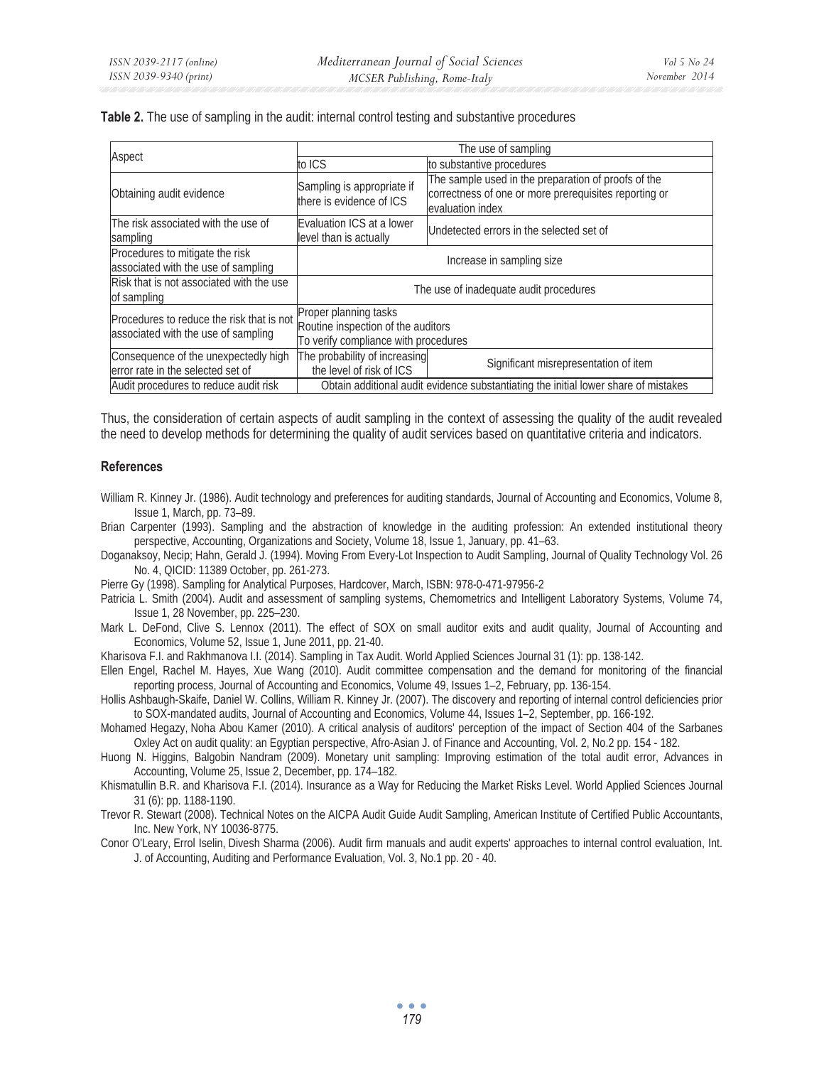**Table 2.** The use of sampling in the audit: internal control testing and substantive procedures

| Aspect | The use of sampling | |
|---|---|---|
| | to ICS | to substantive procedures |
| Obtaining audit evidence | Sampling is appropriate if there is evidence of ICS | The sample used in the preparation of proofs of the correctness of one or more prerequisites reporting or evaluation index |
| The risk associated with the use of sampling | Evaluation ICS at a lower level than is actually | Undetected errors in the selected set of |
| Procedures to mitigate the risk associated with the use of sampling | Increase in sampling size | |
| Risk that is not associated with the use of sampling | The use of inadequate audit procedures | |
| Procedures to reduce the risk that is not associated with the use of sampling | Proper planning tasks<br>Routine inspection of the auditors<br>To verify compliance with procedures | |
| Consequence of the unexpectedly high error rate in the selected set of | The probability of increasing the level of risk of ICS | Significant misrepresentation of item |
| Audit procedures to reduce audit risk | Obtain additional audit evidence substantiating the initial lower share of mistakes | |

Thus, the consideration of certain aspects of audit sampling in the context of assessing the quality of the audit revealed the need to develop methods for determining the quality of audit services based on quantitative criteria and indicators.

## References

William R. Kinney Jr. (1986). Audit technology and preferences for auditing standards, Journal of Accounting and Economics, Volume 8, Issue 1, March, pp. 73–89.

Brian Carpenter (1993). Sampling and the abstraction of knowledge in the auditing profession: An extended institutional theory perspective, Accounting, Organizations and Society, Volume 18, Issue 1, January, pp. 41–63.

Doganaksoy, Necip; Hahn, Gerald J. (1994). Moving From Every-Lot Inspection to Audit Sampling, Journal of Quality Technology Vol. 26 No. 4, QICID: 11389 October, pp. 261-273.

Pierre Gy (1998). Sampling for Analytical Purposes, Hardcover, March, ISBN: 978-0-471-97956-2

Patricia L. Smith (2004). Audit and assessment of sampling systems, Chemometrics and Intelligent Laboratory Systems, Volume 74, Issue 1, 28 November, pp. 225–230.

Mark L. DeFond, Clive S. Lennox (2011). The effect of SOX on small auditor exits and audit quality, Journal of Accounting and Economics, Volume 52, Issue 1, June 2011, pp. 21-40.

Kharisova F.I. and Rakhmanova I.I. (2014). Sampling in Tax Audit. World Applied Sciences Journal 31 (1): pp. 138-142.

Ellen Engel, Rachel M. Hayes, Xue Wang (2010). Audit committee compensation and the demand for monitoring of the financial reporting process, Journal of Accounting and Economics, Volume 49, Issues 1–2, February, pp. 136-154.

Hollis Ashbaugh-Skaife, Daniel W. Collins, William R. Kinney Jr. (2007). The discovery and reporting of internal control deficiencies prior to SOX-mandated audits, Journal of Accounting and Economics, Volume 44, Issues 1–2, September, pp. 166-192.

Mohamed Hegazy, Noha Abou Kamer (2010). A critical analysis of auditors' perception of the impact of Section 404 of the Sarbanes Oxley Act on audit quality: an Egyptian perspective, Afro-Asian J. of Finance and Accounting, Vol. 2, No.2 pp. 154 - 182.

Huong N. Higgins, Balgobin Nandram (2009). Monetary unit sampling: Improving estimation of the total audit error, Advances in Accounting, Volume 25, Issue 2, December, pp. 174–182.

Khismatullin B.R. and Kharisova F.I. (2014). Insurance as a Way for Reducing the Market Risks Level. World Applied Sciences Journal 31 (6): pp. 1188-1190.

Trevor R. Stewart (2008). Technical Notes on the AICPA Audit Guide Audit Sampling, American Institute of Certified Public Accountants, Inc. New York, NY 10036-8775.

Conor O'Leary, Errol Iselin, Divesh Sharma (2006). Audit firm manuals and audit experts' approaches to internal control evaluation, Int. J. of Accounting, Auditing and Performance Evaluation, Vol. 3, No.1 pp. 20 - 40.